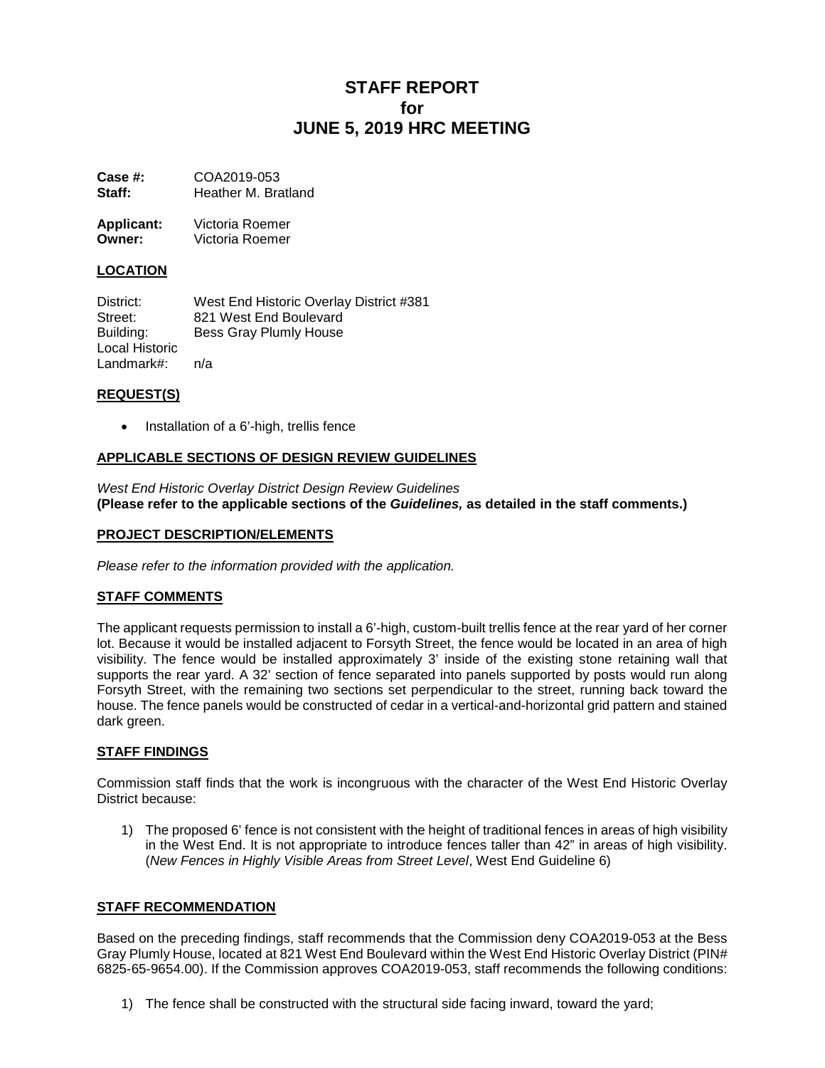# STAFF REPORT
# for
# JUNE 5, 2019 HRC MEETING

**Case #:** COA2019-053
**Staff:** Heather M. Bratland

**Applicant:** Victoria Roemer
**Owner:** Victoria Roemer

## LOCATION

District: West End Historic Overlay District #381
Street: 821 West End Boulevard
Building: Bess Gray Plumly House
Local Historic Landmark#: n/a

## REQUEST(S)

- Installation of a 6'-high, trellis fence

## APPLICABLE SECTIONS OF DESIGN REVIEW GUIDELINES

*West End Historic Overlay District Design Review Guidelines*
**(Please refer to the applicable sections of the *Guidelines,* as detailed in the staff comments.)**

## PROJECT DESCRIPTION/ELEMENTS

*Please refer to the information provided with the application.*

## STAFF COMMENTS

The applicant requests permission to install a 6'-high, custom-built trellis fence at the rear yard of her corner lot. Because it would be installed adjacent to Forsyth Street, the fence would be located in an area of high visibility. The fence would be installed approximately 3' inside of the existing stone retaining wall that supports the rear yard. A 32' section of fence separated into panels supported by posts would run along Forsyth Street, with the remaining two sections set perpendicular to the street, running back toward the house. The fence panels would be constructed of cedar in a vertical-and-horizontal grid pattern and stained dark green.

## STAFF FINDINGS

Commission staff finds that the work is incongruous with the character of the West End Historic Overlay District because:

1) The proposed 6' fence is not consistent with the height of traditional fences in areas of high visibility in the West End. It is not appropriate to introduce fences taller than 42" in areas of high visibility. (*New Fences in Highly Visible Areas from Street Level*, West End Guideline 6)

## STAFF RECOMMENDATION

Based on the preceding findings, staff recommends that the Commission deny COA2019-053 at the Bess Gray Plumly House, located at 821 West End Boulevard within the West End Historic Overlay District (PIN# 6825-65-9654.00). If the Commission approves COA2019-053, staff recommends the following conditions:

1) The fence shall be constructed with the structural side facing inward, toward the yard;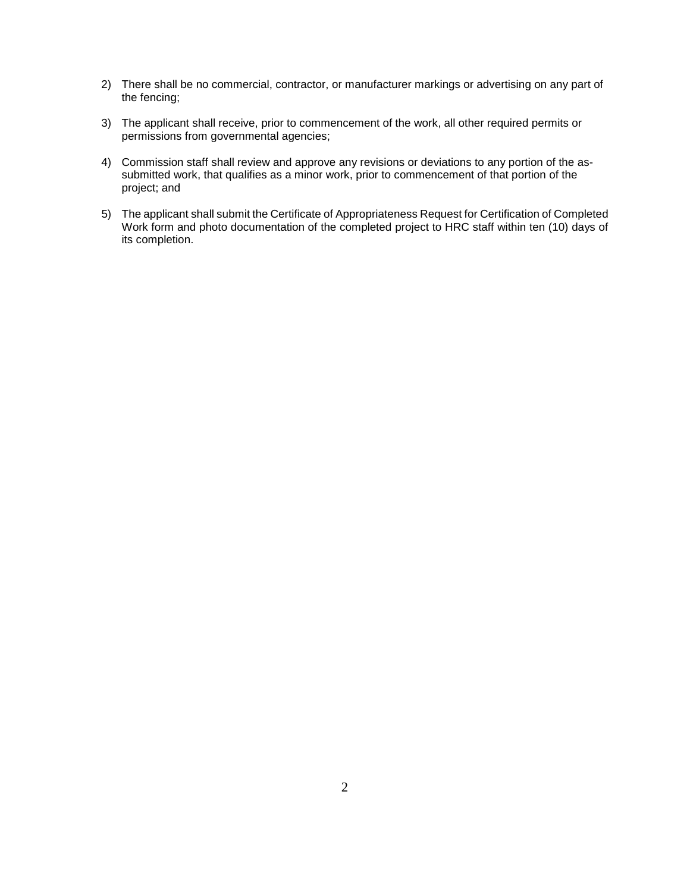2) There shall be no commercial, contractor, or manufacturer markings or advertising on any part of the fencing;

3) The applicant shall receive, prior to commencement of the work, all other required permits or permissions from governmental agencies;

4) Commission staff shall review and approve any revisions or deviations to any portion of the as-submitted work, that qualifies as a minor work, prior to commencement of that portion of the project; and

5) The applicant shall submit the Certificate of Appropriateness Request for Certification of Completed Work form and photo documentation of the completed project to HRC staff within ten (10) days of its completion.